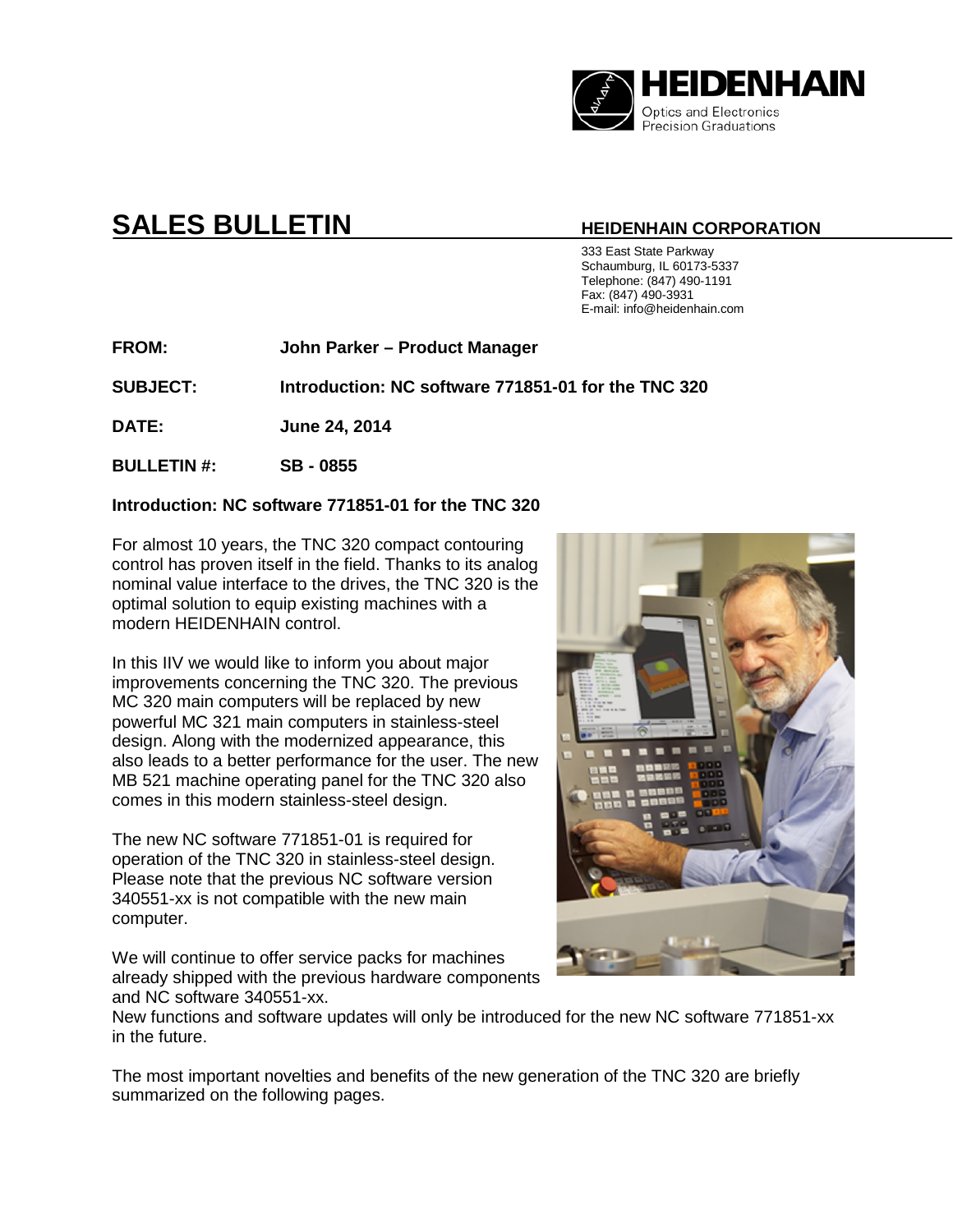**HEIDENHAIN**
Optics and Electronics
Precision Graduations

# SALES BULLETIN

**HEIDENHAIN CORPORATION**

333 East State Parkway
Schaumburg, IL 60173-5337
Telephone: (847) 490-1191
Fax: (847) 490-3931
E-mail: info@heidenhain.com

**FROM:** **John Parker – Product Manager**

**SUBJECT:** **Introduction: NC software 771851-01 for the TNC 320**

**DATE:** **June 24, 2014**

**BULLETIN #:** **SB - 0855**

**Introduction: NC software 771851-01 for the TNC 320**

For almost 10 years, the TNC 320 compact contouring control has proven itself in the field. Thanks to its analog nominal value interface to the drives, the TNC 320 is the optimal solution to equip existing machines with a modern HEIDENHAIN control.

In this IIV we would like to inform you about major improvements concerning the TNC 320. The previous MC 320 main computers will be replaced by new powerful MC 321 main computers in stainless-steel design. Along with the modernized appearance, this also leads to a better performance for the user. The new MB 521 machine operating panel for the TNC 320 also comes in this modern stainless-steel design.

The new NC software 771851-01 is required for operation of the TNC 320 in stainless-steel design. Please note that the previous NC software version 340551-xx is not compatible with the new main computer.

We will continue to offer service packs for machines already shipped with the previous hardware components and NC software 340551-xx.
New functions and software updates will only be introduced for the new NC software 771851-xx in the future.

The most important novelties and benefits of the new generation of the TNC 320 are briefly summarized on the following pages.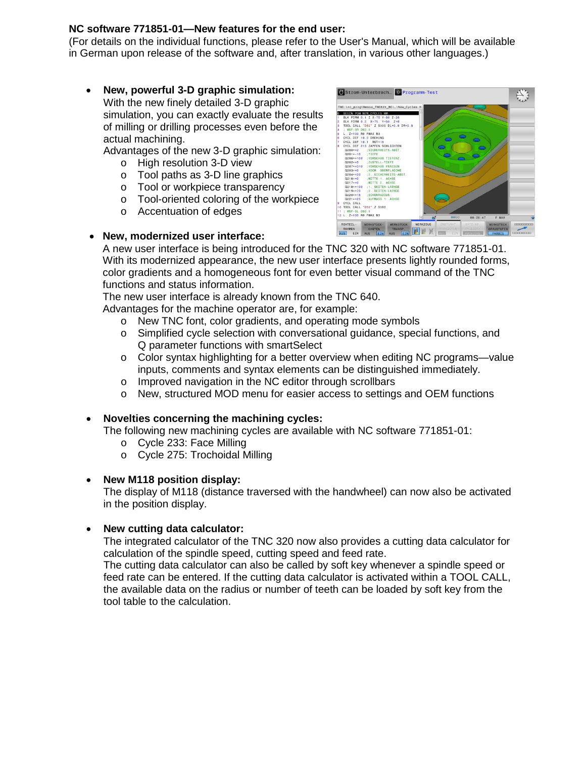**NC software 771851-01—New features for the end user:**
(For details on the individual functions, please refer to the User's Manual, which will be available in German upon release of the software and, after translation, in various other languages.)

- **New, powerful 3-D graphic simulation:**
  With the new finely detailed 3-D graphic simulation, you can exactly evaluate the results of milling or drilling processes even before the actual machining.
  Advantages of the new 3-D graphic simulation:
    - High resolution 3-D view
    - Tool paths as 3-D line graphics
    - Tool or workpiece transparency
    - Tool-oriented coloring of the workpiece
    - Accentuation of edges

- **New, modernized user interface:**
  A new user interface is being introduced for the TNC 320 with NC software 771851-01. With its modernized appearance, the new user interface presents lightly rounded forms, color gradients and a homogeneous font for even better visual command of the TNC functions and status information.
  The new user interface is already known from the TNC 640.
  Advantages for the machine operator are, for example:
    - New TNC font, color gradients, and operating mode symbols
    - Simplified cycle selection with conversational guidance, special functions, and Q parameter functions with smartSelect
    - Color syntax highlighting for a better overview when editing NC programs—value inputs, comments and syntax elements can be distinguished immediately.
    - Improved navigation in the NC editor through scrollbars
    - New, structured MOD menu for easier access to settings and OEM functions

- **Novelties concerning the machining cycles:**
  The following new machining cycles are available with NC software 771851-01:
    - Cycle 233: Face Milling
    - Cycle 275: Trochoidal Milling

- **New M118 position display:**
  The display of M118 (distance traversed with the handwheel) can now also be activated in the position display.

- **New cutting data calculator:**
  The integrated calculator of the TNC 320 now also provides a cutting data calculator for calculation of the spindle speed, cutting speed and feed rate.
  The cutting data calculator can also be called by soft key whenever a spindle speed or feed rate can be entered. If the cutting data calculator is activated within a TOOL CALL, the available data on the radius or number of teeth can be loaded by soft key from the tool table to the calculation.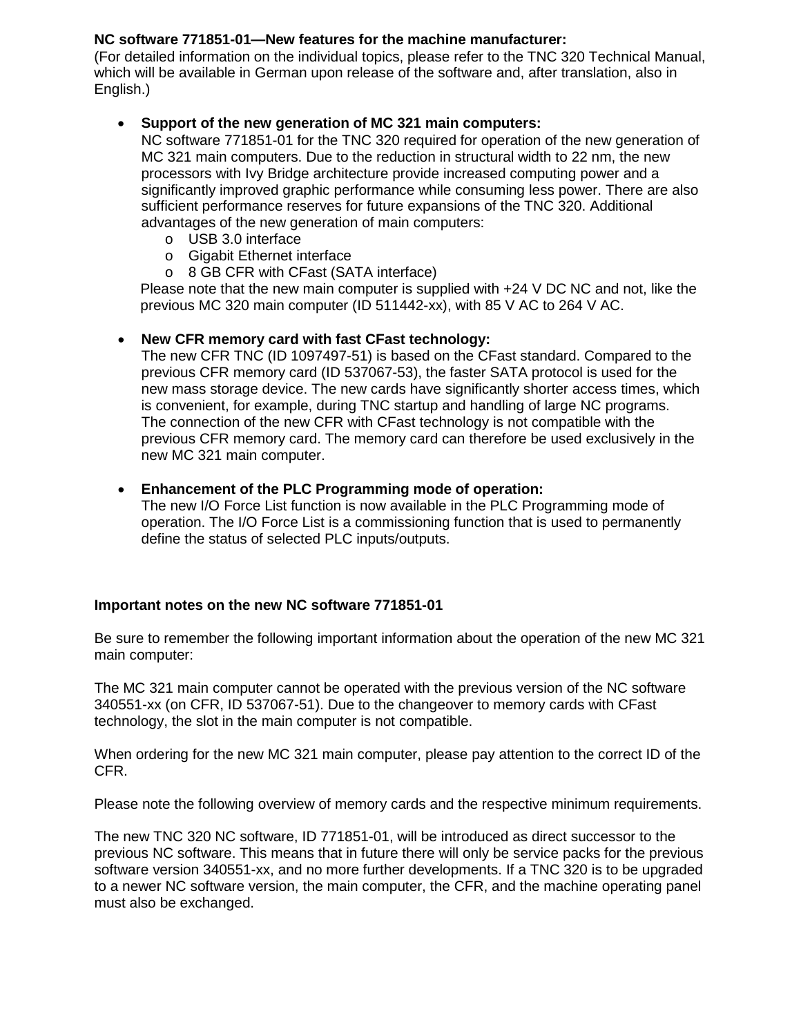**NC software 771851-01—New features for the machine manufacturer:**
(For detailed information on the individual topics, please refer to the TNC 320 Technical Manual, which will be available in German upon release of the software and, after translation, also in English.)

- **Support of the new generation of MC 321 main computers:**
  NC software 771851-01 for the TNC 320 required for operation of the new generation of MC 321 main computers. Due to the reduction in structural width to 22 nm, the new processors with Ivy Bridge architecture provide increased computing power and a significantly improved graphic performance while consuming less power. There are also sufficient performance reserves for future expansions of the TNC 320. Additional advantages of the new generation of main computers:
  - USB 3.0 interface
  - Gigabit Ethernet interface
  - 8 GB CFR with CFast (SATA interface)

  Please note that the new main computer is supplied with +24 V DC NC and not, like the previous MC 320 main computer (ID 511442-xx), with 85 V AC to 264 V AC.

- **New CFR memory card with fast CFast technology:**
  The new CFR TNC (ID 1097497-51) is based on the CFast standard. Compared to the previous CFR memory card (ID 537067-53), the faster SATA protocol is used for the new mass storage device. The new cards have significantly shorter access times, which is convenient, for example, during TNC startup and handling of large NC programs. The connection of the new CFR with CFast technology is not compatible with the previous CFR memory card. The memory card can therefore be used exclusively in the new MC 321 main computer.

- **Enhancement of the PLC Programming mode of operation:**
  The new I/O Force List function is now available in the PLC Programming mode of operation. The I/O Force List is a commissioning function that is used to permanently define the status of selected PLC inputs/outputs.

**Important notes on the new NC software 771851-01**

Be sure to remember the following important information about the operation of the new MC 321 main computer:

The MC 321 main computer cannot be operated with the previous version of the NC software 340551-xx (on CFR, ID 537067-51). Due to the changeover to memory cards with CFast technology, the slot in the main computer is not compatible.

When ordering for the new MC 321 main computer, please pay attention to the correct ID of the CFR.

Please note the following overview of memory cards and the respective minimum requirements.

The new TNC 320 NC software, ID 771851-01, will be introduced as direct successor to the previous NC software. This means that in future there will only be service packs for the previous software version 340551-xx, and no more further developments. If a TNC 320 is to be upgraded to a newer NC software version, the main computer, the CFR, and the machine operating panel must also be exchanged.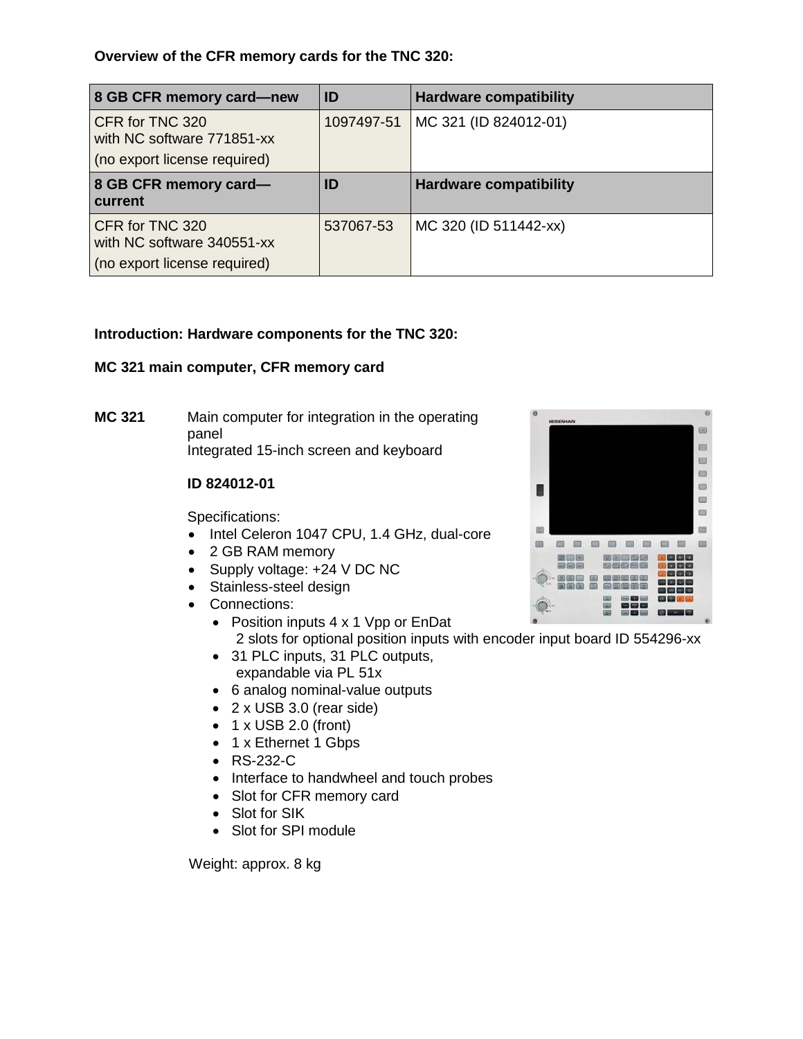**Overview of the CFR memory cards for the TNC 320:**

| 8 GB CFR memory card—new | ID | Hardware compatibility |
|---|---|---|
| CFR for TNC 320 with NC software 771851-xx (no export license required) | 1097497-51 | MC 321 (ID 824012-01) |
| **8 GB CFR memory card—current** | **ID** | **Hardware compatibility** |
| CFR for TNC 320 with NC software 340551-xx (no export license required) | 537067-53 | MC 320 (ID 511442-xx) |

**Introduction: Hardware components for the TNC 320:**

**MC 321 main computer, CFR memory card**

**MC 321** Main computer for integration in the operating panel
Integrated 15-inch screen and keyboard

**ID 824012-01**

Specifications:

- Intel Celeron 1047 CPU, 1.4 GHz, dual-core
- 2 GB RAM memory
- Supply voltage: +24 V DC NC
- Stainless-steel design
- Connections:
  - Position inputs 4 x 1 Vpp or EnDat
    2 slots for optional position inputs with encoder input board ID 554296-xx
  - 31 PLC inputs, 31 PLC outputs,
    expandable via PL 51x
  - 6 analog nominal-value outputs
  - 2 x USB 3.0 (rear side)
  - 1 x USB 2.0 (front)
  - 1 x Ethernet 1 Gbps
  - RS-232-C
  - Interface to handwheel and touch probes
  - Slot for CFR memory card
  - Slot for SIK
  - Slot for SPI module

Weight: approx. 8 kg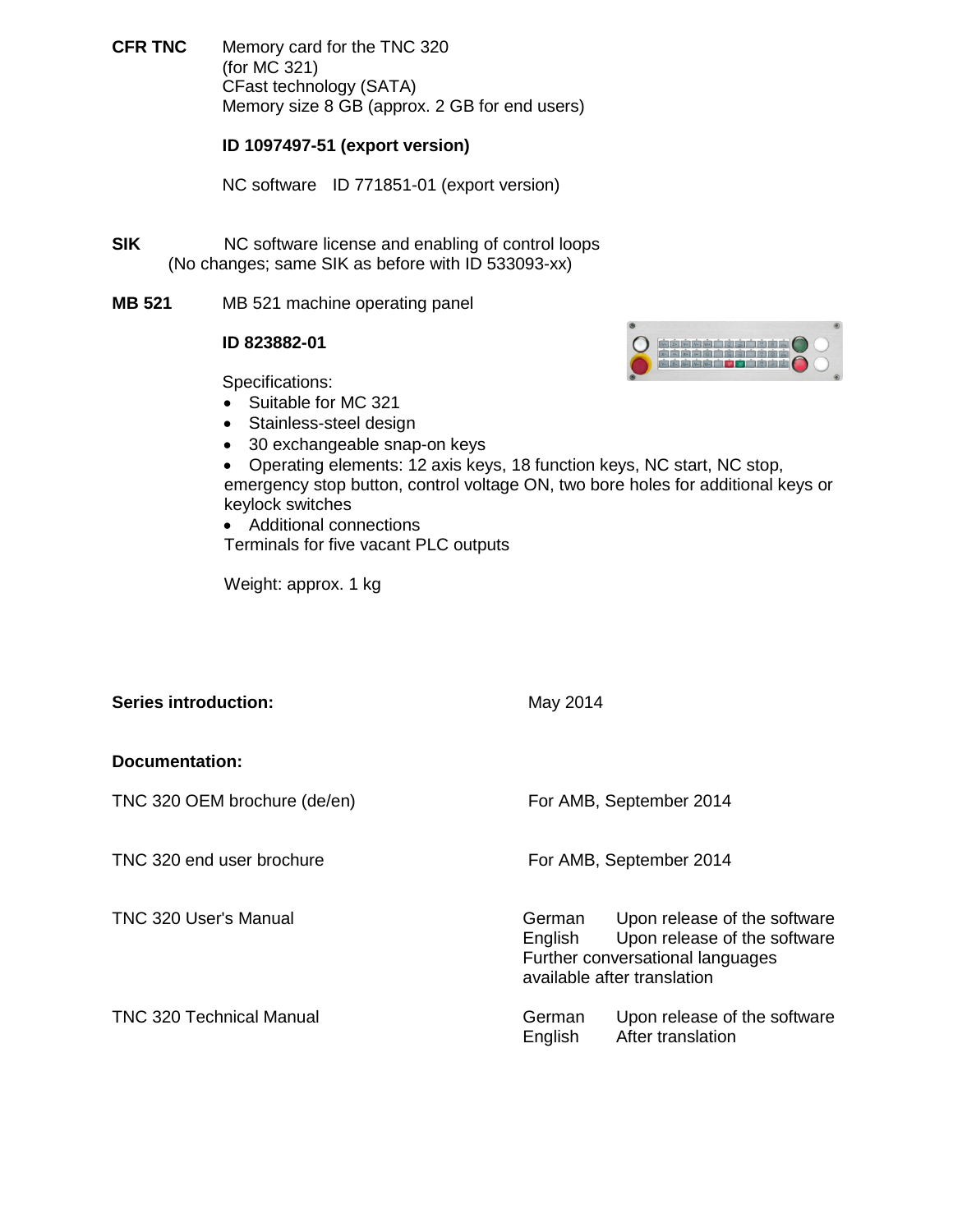**CFR TNC** Memory card for the TNC 320
(for MC 321)
CFast technology (SATA)
Memory size 8 GB (approx. 2 GB for end users)

**ID 1097497-51 (export version)**

NC software ID 771851-01 (export version)

**SIK** NC software license and enabling of control loops
(No changes; same SIK as before with ID 533093-xx)

**MB 521** MB 521 machine operating panel

**ID 823882-01**

Specifications:

- Suitable for MC 321
- Stainless-steel design
- 30 exchangeable snap-on keys
- Operating elements: 12 axis keys, 18 function keys, NC start, NC stop, emergency stop button, control voltage ON, two bore holes for additional keys or keylock switches
- Additional connections
  Terminals for five vacant PLC outputs

Weight: approx. 1 kg

**Series introduction:** May 2014

**Documentation:**

| | |
|---|---|
| TNC 320 OEM brochure (de/en) | For AMB, September 2014 |
| TNC 320 end user brochure | For AMB, September 2014 |
| TNC 320 User's Manual | German Upon release of the software<br>English Upon release of the software<br>Further conversational languages available after translation |
| TNC 320 Technical Manual | German Upon release of the software<br>English After translation |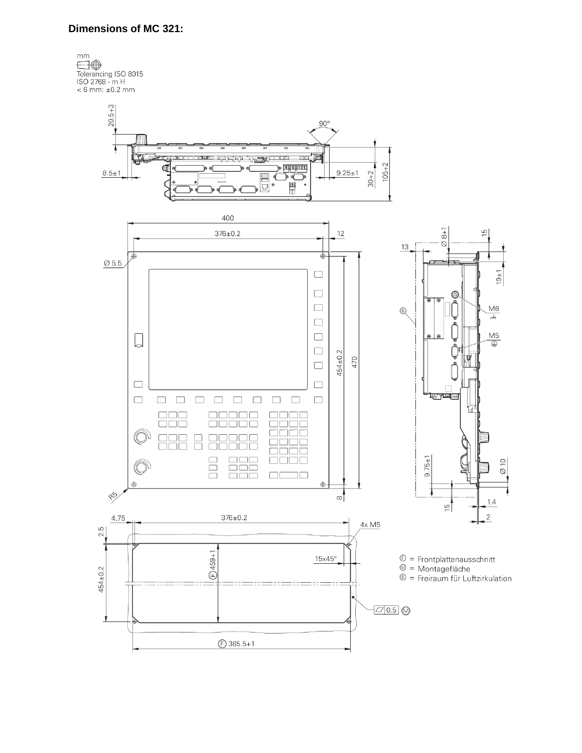**Dimensions of MC 321:**

mm

Tolerancing ISO 8015
ISO 2768 - m H
< 6 mm: ±0.2 mm

20.5+3

90°

8.5±1

9.25±1

30+2

105+2

400

376±0.2

12

Ø 5.5

454±0.2

470

R5

8

13

Ø 8+1

15

19±1

M6

M5

9.75±1

Ø 10

15

1.4

2

4.75

376±0.2

4x M5

2.5

454±0.2

Ⓕ 459+1

15x45°

0.5 Ⓜ

Ⓕ 385.5+1

Ⓕ = Frontplattenausschnitt
Ⓜ = Montagefläche
Ⓑ = Freiraum für Luftzirkulation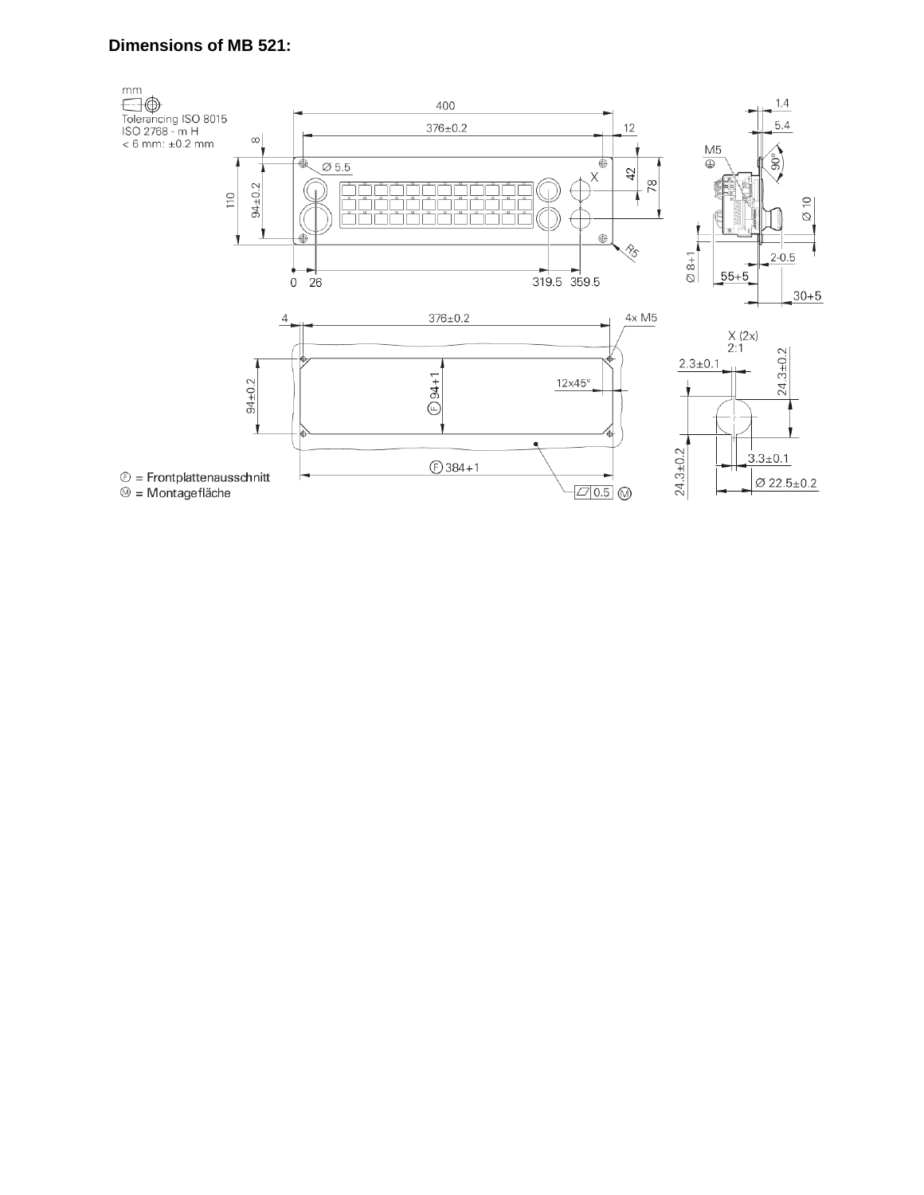**Dimensions of MB 521:**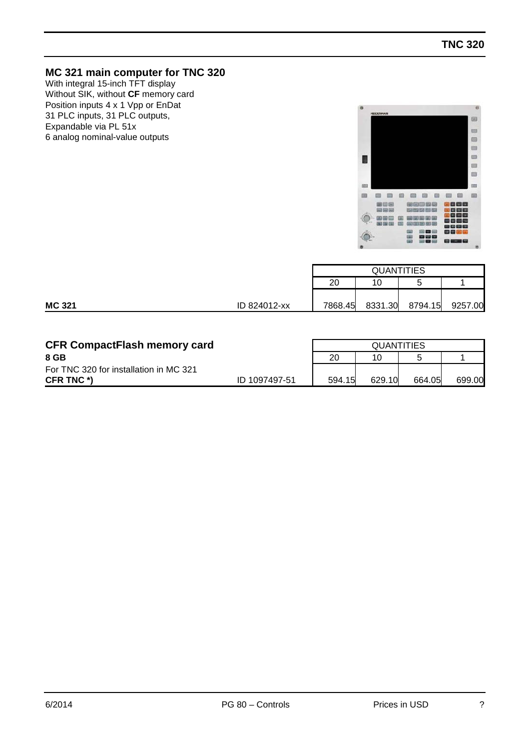## MC 321 main computer for TNC 320

With integral 15-inch TFT display
Without SIK, without **CF** memory card
Position inputs 4 x 1 Vpp or EnDat
31 PLC inputs, 31 PLC outputs,
Expandable via PL 51x
6 analog nominal-value outputs

| | | QUANTITIES | | | |
|---|---|---|---|---|---|
| | | 20 | 10 | 5 | 1 |
| **MC 321** | ID 824012-xx | 7868.45 | 8331.30 | 8794.15 | 9257.00 |

## CFR CompactFlash memory card

| **8 GB** | | QUANTITIES | | | |
|---|---|---|---|---|---|
| | | 20 | 10 | 5 | 1 |
| For TNC 320 for installation in MC 321 **CFR TNC \*)** | ID 1097497-51 | 594.15 | 629.10 | 664.05 | 699.00 |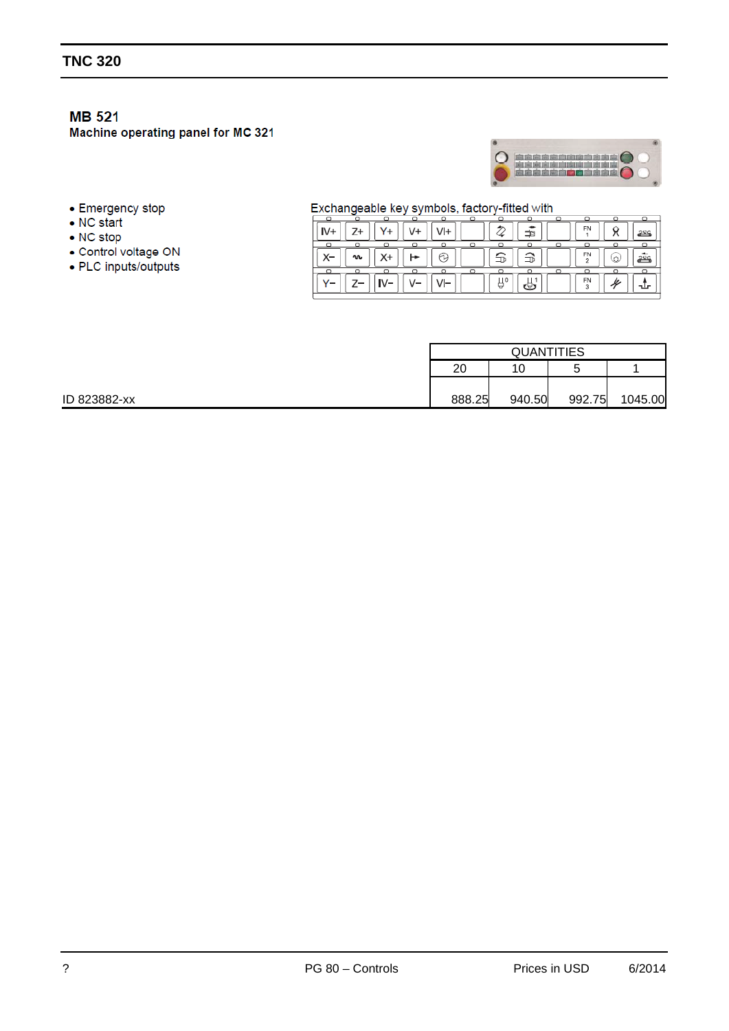## MB 521

**Machine operating panel for MC 321**

- Emergency stop
- NC start
- NC stop
- Control voltage ON
- PLC inputs/outputs

Exchangeable key symbols, factory-fitted with

| | | | | | | | | | | | |
|---|---|---|---|---|---|---|---|---|---|---|---|
| IV+ | Z+ | Y+ | V+ | VI+ | | | | | FN 1 | | |
| X– | | X+ | | | | | | | FN 2 | | |
| Y– | Z– | IV– | V– | VI– | | | | | FN 3 | | |

| | QUANTITIES | | | |
|---|---|---|---|---|
| | 20 | 10 | 5 | 1 |
| ID 823882-xx | 888.25 | 940.50 | 992.75 | 1045.00 |